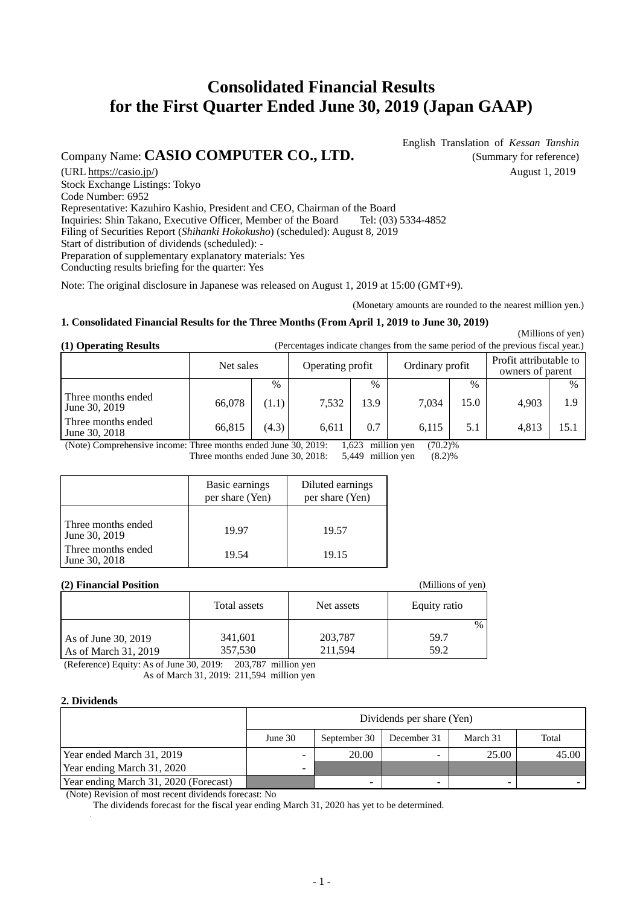# Consolidated Financial Results for the First Quarter Ended June 30, 2019 (Japan GAAP)

English Translation of *Kessan Tanshin*
(Summary for reference)
August 1, 2019

Company Name: **CASIO COMPUTER CO., LTD.**
(URL https://casio.jp/)
Stock Exchange Listings: Tokyo
Code Number: 6952
Representative: Kazuhiro Kashio, President and CEO, Chairman of the Board
Inquiries: Shin Takano, Executive Officer, Member of the Board Tel: (03) 5334-4852
Filing of Securities Report (*Shihanki Hokokusho*) (scheduled): August 8, 2019
Start of distribution of dividends (scheduled): -
Preparation of supplementary explanatory materials: Yes
Conducting results briefing for the quarter: Yes

Note: The original disclosure in Japanese was released on August 1, 2019 at 15:00 (GMT+9).

(Monetary amounts are rounded to the nearest million yen.)

### 1. Consolidated Financial Results for the Three Months (From April 1, 2019 to June 30, 2019)

(Millions of yen)

**(1) Operating Results** (Percentages indicate changes from the same period of the previous fiscal year.)

| | Net sales | | Operating profit | | Ordinary profit | | Profit attributable to owners of parent | |
|---|---|---|---|---|---|---|---|---|
| | | % | | % | | % | | % |
| Three months ended June 30, 2019 | 66,078 | (1.1) | 7,532 | 13.9 | 7,034 | 15.0 | 4,903 | 1.9 |
| Three months ended June 30, 2018 | 66,815 | (4.3) | 6,611 | 0.7 | 6,115 | 5.1 | 4,813 | 15.1 |

(Note) Comprehensive income: Three months ended June 30, 2019: 1,623 million yen (70.2)%
Three months ended June 30, 2018: 5,449 million yen (8.2)%

| | Basic earnings per share (Yen) | Diluted earnings per share (Yen) |
|---|---|---|
| Three months ended June 30, 2019 | 19.97 | 19.57 |
| Three months ended June 30, 2018 | 19.54 | 19.15 |

**(2) Financial Position** (Millions of yen)

| | Total assets | Net assets | Equity ratio |
|---|---|---|---|
| | | | % |
| As of June 30, 2019 | 341,601 | 203,787 | 59.7 |
| As of March 31, 2019 | 357,530 | 211,594 | 59.2 |

(Reference) Equity: As of June 30, 2019: 203,787 million yen
As of March 31, 2019: 211,594 million yen

### 2. Dividends

| | Dividends per share (Yen) | | | | |
|---|---|---|---|---|---|
| | June 30 | September 30 | December 31 | March 31 | Total |
| Year ended March 31, 2019 | - | 20.00 | - | 25.00 | 45.00 |
| Year ending March 31, 2020 | - | | | | |
| Year ending March 31, 2020 (Forecast) | | - | - | - | - |

(Note) Revision of most recent dividends forecast: No
The dividends forecast for the fiscal year ending March 31, 2020 has yet to be determined.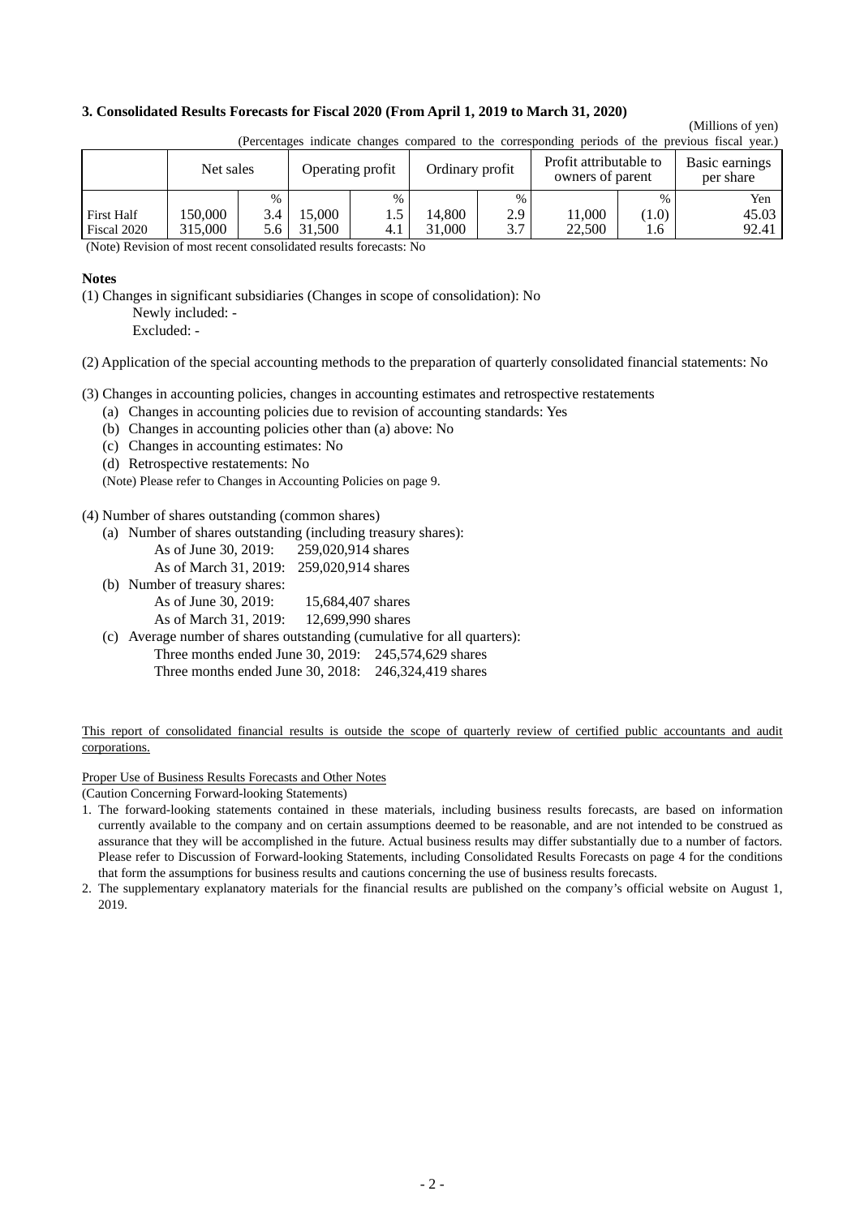**3. Consolidated Results Forecasts for Fiscal 2020 (From April 1, 2019 to March 31, 2020)**

(Millions of yen)

(Percentages indicate changes compared to the corresponding periods of the previous fiscal year.)

| | Net sales | | Operating profit | | Ordinary profit | | Profit attributable to owners of parent | | Basic earnings per share |
|---|---|---|---|---|---|---|---|---|---|
| | | % | | % | | % | | % | Yen |
| First Half | 150,000 | 3.4 | 15,000 | 1.5 | 14,800 | 2.9 | 11,000 | (1.0) | 45.03 |
| Fiscal 2020 | 315,000 | 5.6 | 31,500 | 4.1 | 31,000 | 3.7 | 22,500 | 1.6 | 92.41 |

(Note) Revision of most recent consolidated results forecasts: No

**Notes**

(1) Changes in significant subsidiaries (Changes in scope of consolidation): No
Newly included: -
Excluded: -

(2) Application of the special accounting methods to the preparation of quarterly consolidated financial statements: No

(3) Changes in accounting policies, changes in accounting estimates and retrospective restatements
- (a) Changes in accounting policies due to revision of accounting standards: Yes
- (b) Changes in accounting policies other than (a) above: No
- (c) Changes in accounting estimates: No
- (d) Retrospective restatements: No

(Note) Please refer to Changes in Accounting Policies on page 9.

(4) Number of shares outstanding (common shares)
- (a) Number of shares outstanding (including treasury shares):
  - As of June 30, 2019: 259,020,914 shares
  - As of March 31, 2019: 259,020,914 shares
- (b) Number of treasury shares:
  - As of June 30, 2019: 15,684,407 shares
  - As of March 31, 2019: 12,699,990 shares
- (c) Average number of shares outstanding (cumulative for all quarters):
  - Three months ended June 30, 2019: 245,574,629 shares
  - Three months ended June 30, 2018: 246,324,419 shares

This report of consolidated financial results is outside the scope of quarterly review of certified public accountants and audit corporations.

Proper Use of Business Results Forecasts and Other Notes

(Caution Concerning Forward-looking Statements)

1. The forward-looking statements contained in these materials, including business results forecasts, are based on information currently available to the company and on certain assumptions deemed to be reasonable, and are not intended to be construed as assurance that they will be accomplished in the future. Actual business results may differ substantially due to a number of factors. Please refer to Discussion of Forward-looking Statements, including Consolidated Results Forecasts on page 4 for the conditions that form the assumptions for business results and cautions concerning the use of business results forecasts.
2. The supplementary explanatory materials for the financial results are published on the company's official website on August 1, 2019.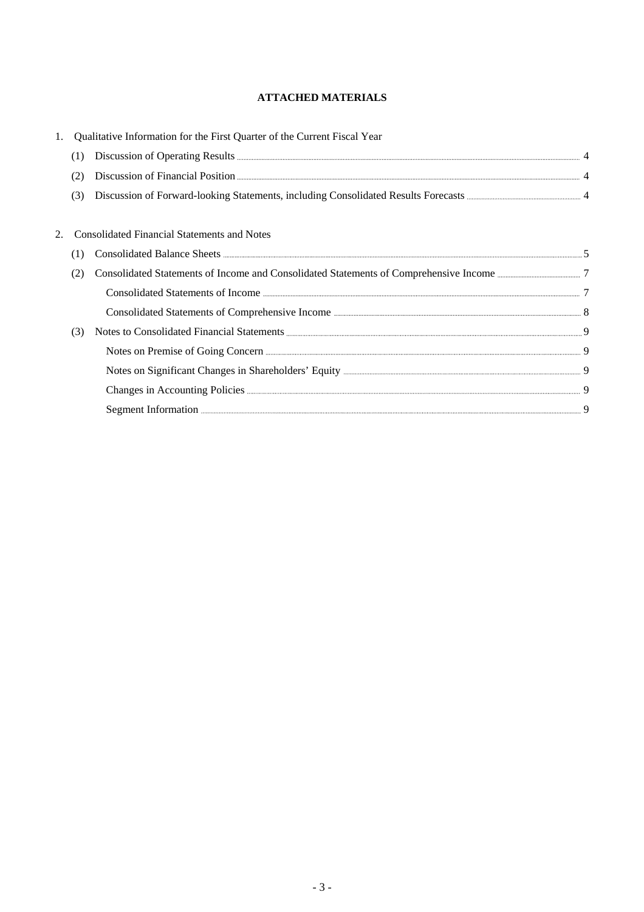# ATTACHED MATERIALS

1. Qualitative Information for the First Quarter of the Current Fiscal Year

   (1) Discussion of Operating Results ..... 4

   (2) Discussion of Financial Position ..... 4

   (3) Discussion of Forward-looking Statements, including Consolidated Results Forecasts ..... 4

2. Consolidated Financial Statements and Notes

   (1) Consolidated Balance Sheets ..... 5

   (2) Consolidated Statements of Income and Consolidated Statements of Comprehensive Income ..... 7

   Consolidated Statements of Income ..... 7

   Consolidated Statements of Comprehensive Income ..... 8

   (3) Notes to Consolidated Financial Statements ..... 9

   Notes on Premise of Going Concern ..... 9

   Notes on Significant Changes in Shareholders' Equity ..... 9

   Changes in Accounting Policies ..... 9

   Segment Information ..... 9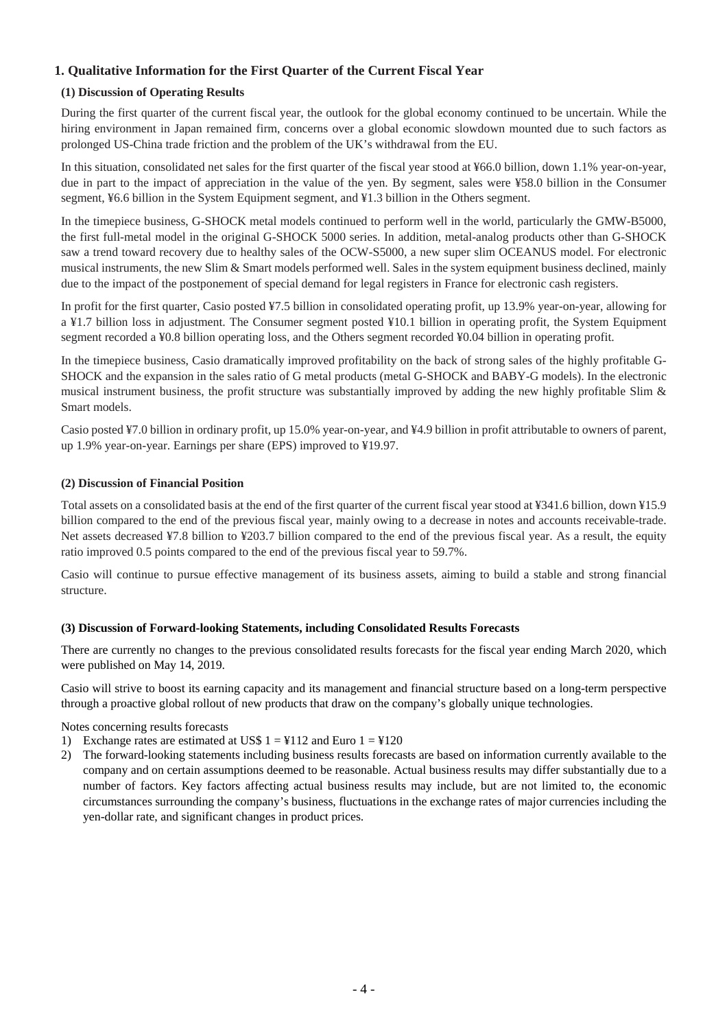## 1. Qualitative Information for the First Quarter of the Current Fiscal Year

### (1) Discussion of Operating Results

During the first quarter of the current fiscal year, the outlook for the global economy continued to be uncertain. While the hiring environment in Japan remained firm, concerns over a global economic slowdown mounted due to such factors as prolonged US-China trade friction and the problem of the UK's withdrawal from the EU.

In this situation, consolidated net sales for the first quarter of the fiscal year stood at ¥66.0 billion, down 1.1% year-on-year, due in part to the impact of appreciation in the value of the yen. By segment, sales were ¥58.0 billion in the Consumer segment, ¥6.6 billion in the System Equipment segment, and ¥1.3 billion in the Others segment.

In the timepiece business, G-SHOCK metal models continued to perform well in the world, particularly the GMW-B5000, the first full-metal model in the original G-SHOCK 5000 series. In addition, metal-analog products other than G-SHOCK saw a trend toward recovery due to healthy sales of the OCW-S5000, a new super slim OCEANUS model. For electronic musical instruments, the new Slim & Smart models performed well. Sales in the system equipment business declined, mainly due to the impact of the postponement of special demand for legal registers in France for electronic cash registers.

In profit for the first quarter, Casio posted ¥7.5 billion in consolidated operating profit, up 13.9% year-on-year, allowing for a ¥1.7 billion loss in adjustment. The Consumer segment posted ¥10.1 billion in operating profit, the System Equipment segment recorded a ¥0.8 billion operating loss, and the Others segment recorded ¥0.04 billion in operating profit.

In the timepiece business, Casio dramatically improved profitability on the back of strong sales of the highly profitable G-SHOCK and the expansion in the sales ratio of G metal products (metal G-SHOCK and BABY-G models). In the electronic musical instrument business, the profit structure was substantially improved by adding the new highly profitable Slim & Smart models.

Casio posted ¥7.0 billion in ordinary profit, up 15.0% year-on-year, and ¥4.9 billion in profit attributable to owners of parent, up 1.9% year-on-year. Earnings per share (EPS) improved to ¥19.97.

### (2) Discussion of Financial Position

Total assets on a consolidated basis at the end of the first quarter of the current fiscal year stood at ¥341.6 billion, down ¥15.9 billion compared to the end of the previous fiscal year, mainly owing to a decrease in notes and accounts receivable-trade. Net assets decreased ¥7.8 billion to ¥203.7 billion compared to the end of the previous fiscal year. As a result, the equity ratio improved 0.5 points compared to the end of the previous fiscal year to 59.7%.

Casio will continue to pursue effective management of its business assets, aiming to build a stable and strong financial structure.

### (3) Discussion of Forward-looking Statements, including Consolidated Results Forecasts

There are currently no changes to the previous consolidated results forecasts for the fiscal year ending March 2020, which were published on May 14, 2019.

Casio will strive to boost its earning capacity and its management and financial structure based on a long-term perspective through a proactive global rollout of new products that draw on the company's globally unique technologies.

Notes concerning results forecasts

1) Exchange rates are estimated at US$ 1 = ¥112 and Euro 1 = ¥120
2) The forward-looking statements including business results forecasts are based on information currently available to the company and on certain assumptions deemed to be reasonable. Actual business results may differ substantially due to a number of factors. Key factors affecting actual business results may include, but are not limited to, the economic circumstances surrounding the company's business, fluctuations in the exchange rates of major currencies including the yen-dollar rate, and significant changes in product prices.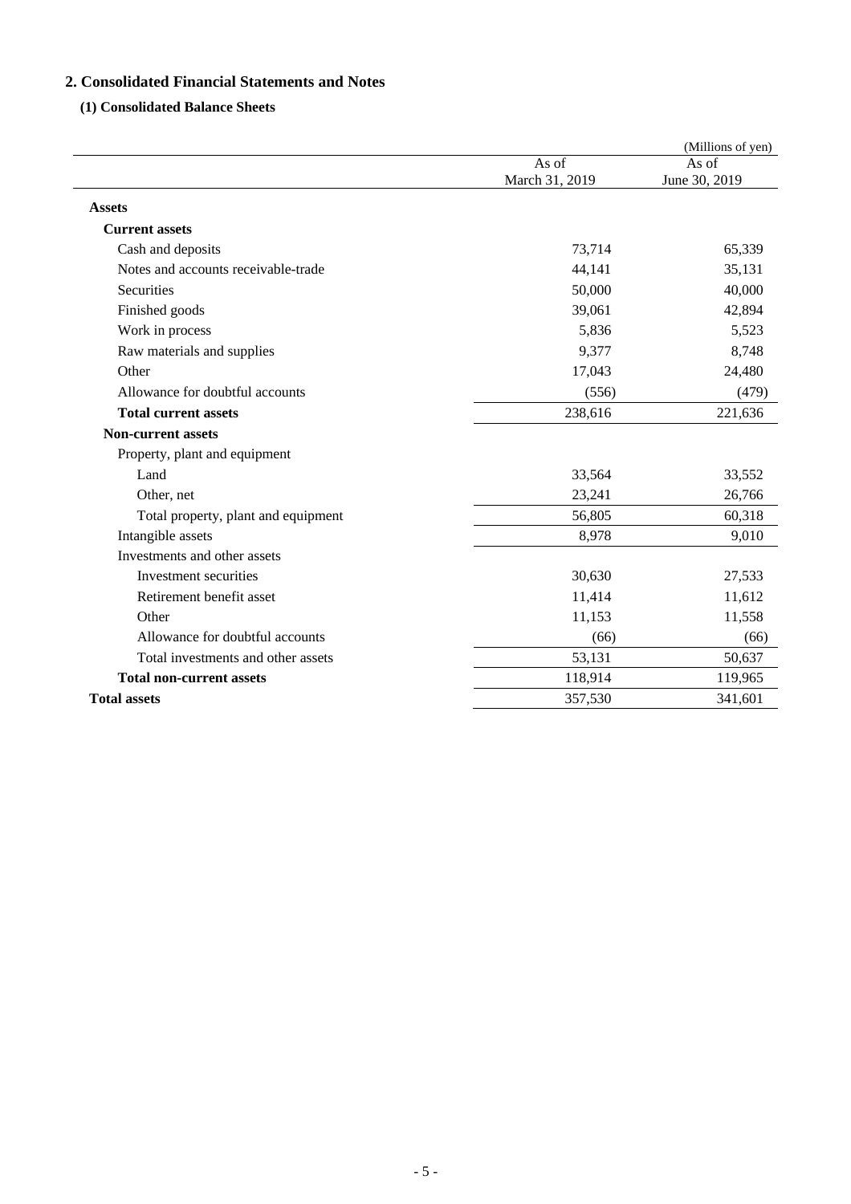## 2. Consolidated Financial Statements and Notes

### (1) Consolidated Balance Sheets

(Millions of yen)

| | As of March 31, 2019 | As of June 30, 2019 |
|---|---|---|
| **Assets** | | |
| **Current assets** | | |
| Cash and deposits | 73,714 | 65,339 |
| Notes and accounts receivable-trade | 44,141 | 35,131 |
| Securities | 50,000 | 40,000 |
| Finished goods | 39,061 | 42,894 |
| Work in process | 5,836 | 5,523 |
| Raw materials and supplies | 9,377 | 8,748 |
| Other | 17,043 | 24,480 |
| Allowance for doubtful accounts | (556) | (479) |
| **Total current assets** | 238,616 | 221,636 |
| **Non-current assets** | | |
| Property, plant and equipment | | |
| Land | 33,564 | 33,552 |
| Other, net | 23,241 | 26,766 |
| Total property, plant and equipment | 56,805 | 60,318 |
| Intangible assets | 8,978 | 9,010 |
| Investments and other assets | | |
| Investment securities | 30,630 | 27,533 |
| Retirement benefit asset | 11,414 | 11,612 |
| Other | 11,153 | 11,558 |
| Allowance for doubtful accounts | (66) | (66) |
| Total investments and other assets | 53,131 | 50,637 |
| **Total non-current assets** | 118,914 | 119,965 |
| **Total assets** | 357,530 | 341,601 |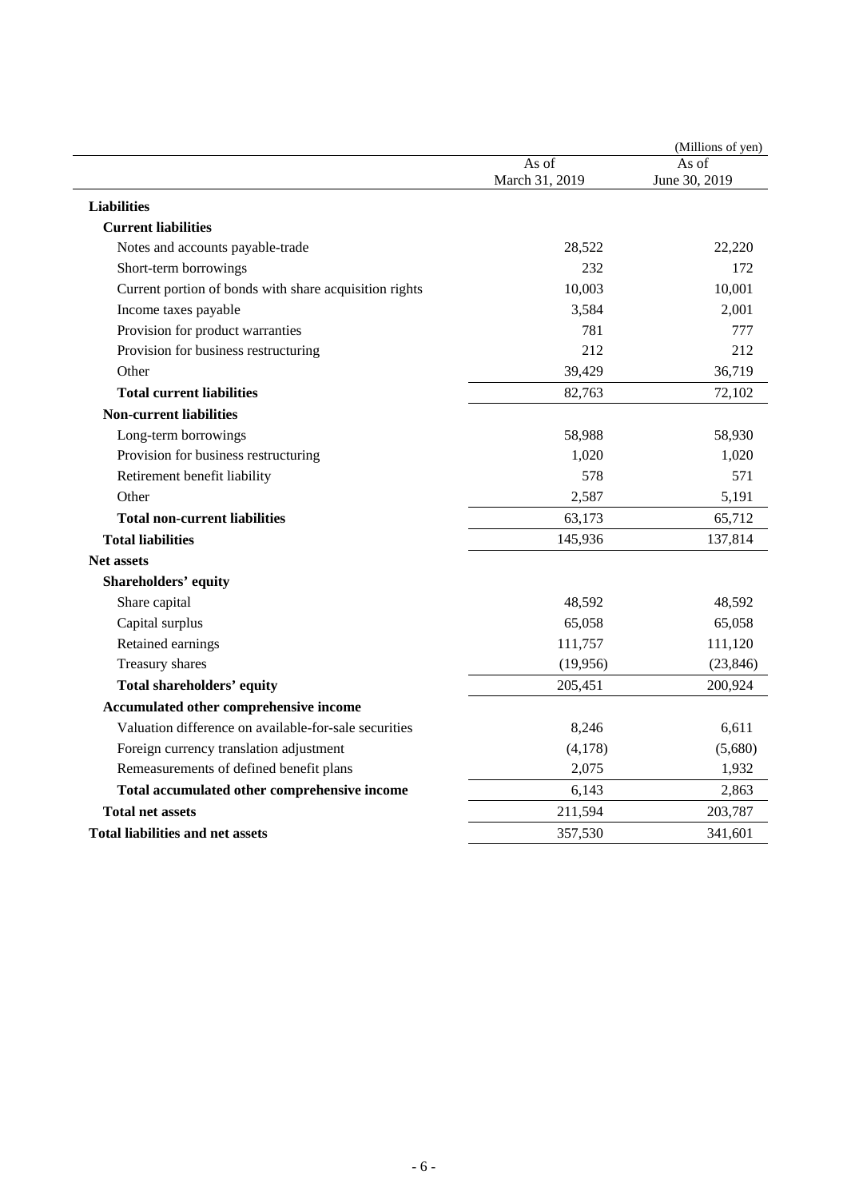(Millions of yen)

| | As of March 31, 2019 | As of June 30, 2019 |
|---|---|---|
| **Liabilities** | | |
| **Current liabilities** | | |
| Notes and accounts payable-trade | 28,522 | 22,220 |
| Short-term borrowings | 232 | 172 |
| Current portion of bonds with share acquisition rights | 10,003 | 10,001 |
| Income taxes payable | 3,584 | 2,001 |
| Provision for product warranties | 781 | 777 |
| Provision for business restructuring | 212 | 212 |
| Other | 39,429 | 36,719 |
| **Total current liabilities** | 82,763 | 72,102 |
| **Non-current liabilities** | | |
| Long-term borrowings | 58,988 | 58,930 |
| Provision for business restructuring | 1,020 | 1,020 |
| Retirement benefit liability | 578 | 571 |
| Other | 2,587 | 5,191 |
| **Total non-current liabilities** | 63,173 | 65,712 |
| **Total liabilities** | 145,936 | 137,814 |
| **Net assets** | | |
| **Shareholders' equity** | | |
| Share capital | 48,592 | 48,592 |
| Capital surplus | 65,058 | 65,058 |
| Retained earnings | 111,757 | 111,120 |
| Treasury shares | (19,956) | (23,846) |
| **Total shareholders' equity** | 205,451 | 200,924 |
| **Accumulated other comprehensive income** | | |
| Valuation difference on available-for-sale securities | 8,246 | 6,611 |
| Foreign currency translation adjustment | (4,178) | (5,680) |
| Remeasurements of defined benefit plans | 2,075 | 1,932 |
| **Total accumulated other comprehensive income** | 6,143 | 2,863 |
| **Total net assets** | 211,594 | 203,787 |
| **Total liabilities and net assets** | 357,530 | 341,601 |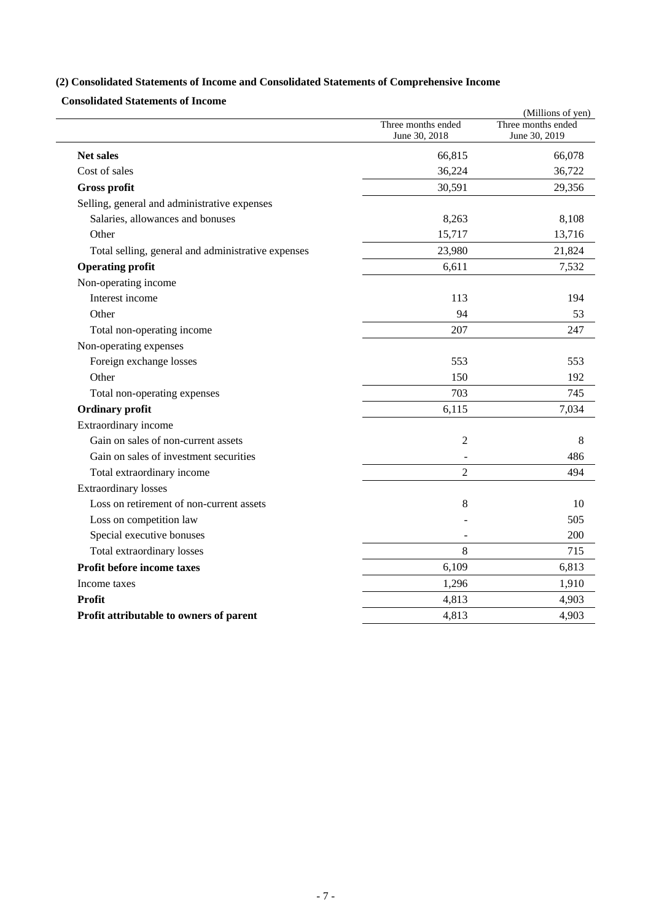### (2) Consolidated Statements of Income and Consolidated Statements of Comprehensive Income

#### Consolidated Statements of Income

(Millions of yen)

| | Three months ended June 30, 2018 | Three months ended June 30, 2019 |
|---|---|---|
| **Net sales** | 66,815 | 66,078 |
| Cost of sales | 36,224 | 36,722 |
| **Gross profit** | 30,591 | 29,356 |
| Selling, general and administrative expenses | | |
| Salaries, allowances and bonuses | 8,263 | 8,108 |
| Other | 15,717 | 13,716 |
| Total selling, general and administrative expenses | 23,980 | 21,824 |
| **Operating profit** | 6,611 | 7,532 |
| Non-operating income | | |
| Interest income | 113 | 194 |
| Other | 94 | 53 |
| Total non-operating income | 207 | 247 |
| Non-operating expenses | | |
| Foreign exchange losses | 553 | 553 |
| Other | 150 | 192 |
| Total non-operating expenses | 703 | 745 |
| **Ordinary profit** | 6,115 | 7,034 |
| Extraordinary income | | |
| Gain on sales of non-current assets | 2 | 8 |
| Gain on sales of investment securities | - | 486 |
| Total extraordinary income | 2 | 494 |
| Extraordinary losses | | |
| Loss on retirement of non-current assets | 8 | 10 |
| Loss on competition law | - | 505 |
| Special executive bonuses | - | 200 |
| Total extraordinary losses | 8 | 715 |
| **Profit before income taxes** | 6,109 | 6,813 |
| Income taxes | 1,296 | 1,910 |
| **Profit** | 4,813 | 4,903 |
| **Profit attributable to owners of parent** | 4,813 | 4,903 |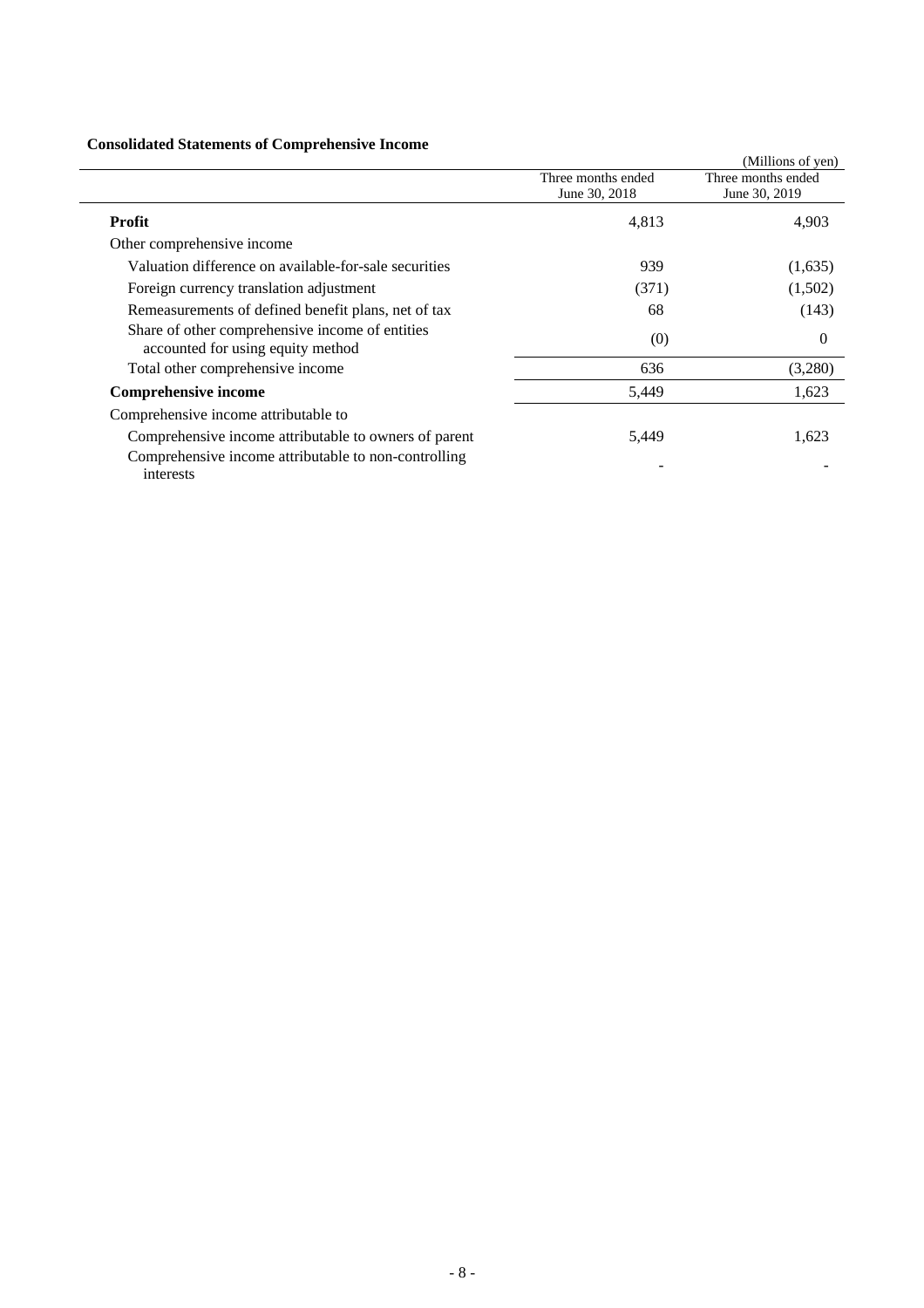**Consolidated Statements of Comprehensive Income**

(Millions of yen)

| | Three months ended June 30, 2018 | Three months ended June 30, 2019 |
|---|---|---|
| **Profit** | 4,813 | 4,903 |
| Other comprehensive income | | |
| Valuation difference on available-for-sale securities | 939 | (1,635) |
| Foreign currency translation adjustment | (371) | (1,502) |
| Remeasurements of defined benefit plans, net of tax | 68 | (143) |
| Share of other comprehensive income of entities accounted for using equity method | (0) | 0 |
| Total other comprehensive income | 636 | (3,280) |
| **Comprehensive income** | 5,449 | 1,623 |
| Comprehensive income attributable to | | |
| Comprehensive income attributable to owners of parent | 5,449 | 1,623 |
| Comprehensive income attributable to non-controlling interests | - | - |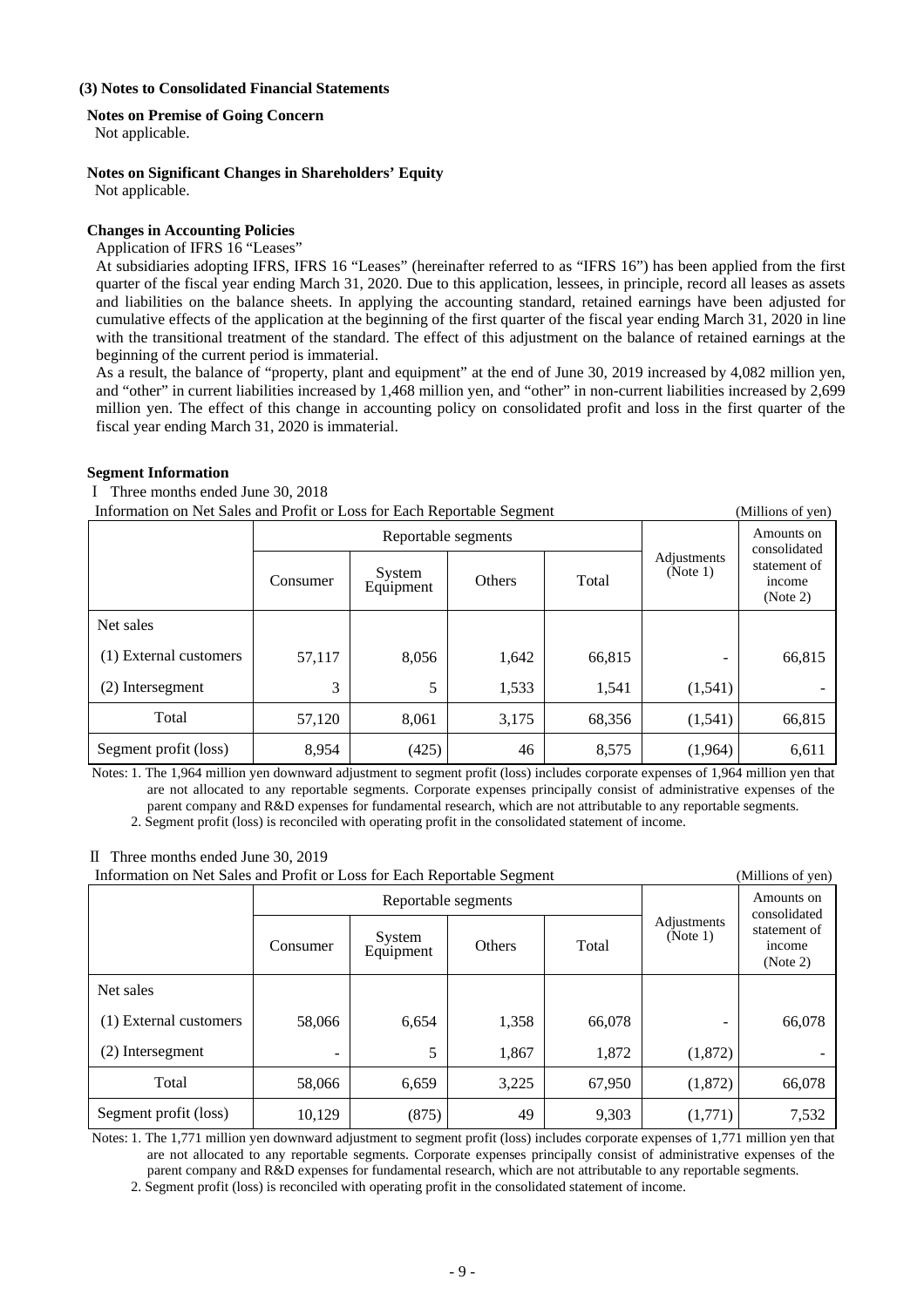### (3) Notes to Consolidated Financial Statements

**Notes on Premise of Going Concern**

Not applicable.

**Notes on Significant Changes in Shareholders' Equity**

Not applicable.

**Changes in Accounting Policies**

Application of IFRS 16 "Leases"

At subsidiaries adopting IFRS, IFRS 16 "Leases" (hereinafter referred to as "IFRS 16") has been applied from the first quarter of the fiscal year ending March 31, 2020. Due to this application, lessees, in principle, record all leases as assets and liabilities on the balance sheets. In applying the accounting standard, retained earnings have been adjusted for cumulative effects of the application at the beginning of the first quarter of the fiscal year ending March 31, 2020 in line with the transitional treatment of the standard. The effect of this adjustment on the balance of retained earnings at the beginning of the current period is immaterial.

As a result, the balance of "property, plant and equipment" at the end of June 30, 2019 increased by 4,082 million yen, and "other" in current liabilities increased by 1,468 million yen, and "other" in non-current liabilities increased by 2,699 million yen. The effect of this change in accounting policy on consolidated profit and loss in the first quarter of the fiscal year ending March 31, 2020 is immaterial.

**Segment Information**

Ⅰ Three months ended June 30, 2018

Information on Net Sales and Profit or Loss for Each Reportable Segment (Millions of yen)

| | Reportable segments | | | | Adjustments (Note 1) | Amounts on consolidated statement of income (Note 2) |
|---|---|---|---|---|---|---|
| | Consumer | System Equipment | Others | Total | | |
| Net sales | | | | | | |
| (1) External customers | 57,117 | 8,056 | 1,642 | 66,815 | - | 66,815 |
| (2) Intersegment | 3 | 5 | 1,533 | 1,541 | (1,541) | - |
| Total | 57,120 | 8,061 | 3,175 | 68,356 | (1,541) | 66,815 |
| Segment profit (loss) | 8,954 | (425) | 46 | 8,575 | (1,964) | 6,611 |

Notes: 1. The 1,964 million yen downward adjustment to segment profit (loss) includes corporate expenses of 1,964 million yen that are not allocated to any reportable segments. Corporate expenses principally consist of administrative expenses of the parent company and R&D expenses for fundamental research, which are not attributable to any reportable segments.

2. Segment profit (loss) is reconciled with operating profit in the consolidated statement of income.

Ⅱ Three months ended June 30, 2019

Information on Net Sales and Profit or Loss for Each Reportable Segment (Millions of yen)

| | Reportable segments | | | | Adjustments (Note 1) | Amounts on consolidated statement of income (Note 2) |
|---|---|---|---|---|---|---|
| | Consumer | System Equipment | Others | Total | | |
| Net sales | | | | | | |
| (1) External customers | 58,066 | 6,654 | 1,358 | 66,078 | - | 66,078 |
| (2) Intersegment | - | 5 | 1,867 | 1,872 | (1,872) | - |
| Total | 58,066 | 6,659 | 3,225 | 67,950 | (1,872) | 66,078 |
| Segment profit (loss) | 10,129 | (875) | 49 | 9,303 | (1,771) | 7,532 |

Notes: 1. The 1,771 million yen downward adjustment to segment profit (loss) includes corporate expenses of 1,771 million yen that are not allocated to any reportable segments. Corporate expenses principally consist of administrative expenses of the parent company and R&D expenses for fundamental research, which are not attributable to any reportable segments.

2. Segment profit (loss) is reconciled with operating profit in the consolidated statement of income.